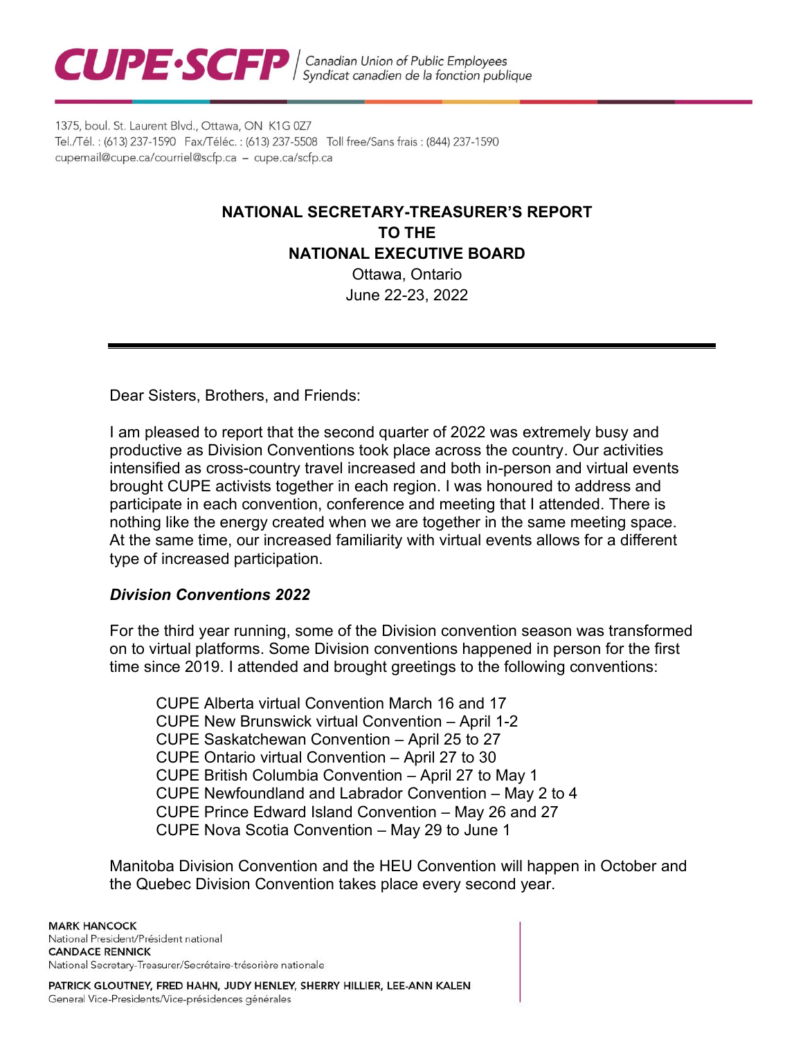CUPE·SCFP | Canadian Union of Public Employees / Syndicat canadien de la fonction publique

1375, boul. St. Laurent Blvd., Ottawa, ON K1G 0Z7
Tel./Tél. : (613) 237-1590 Fax/Téléc. : (613) 237-5508 Toll free/Sans frais : (844) 237-1590
cupemail@cupe.ca/courriel@scfp.ca – cupe.ca/scfp.ca

# NATIONAL SECRETARY-TREASURER'S REPORT TO THE NATIONAL EXECUTIVE BOARD

Ottawa, Ontario
June 22-23, 2022

---

Dear Sisters, Brothers, and Friends:

I am pleased to report that the second quarter of 2022 was extremely busy and productive as Division Conventions took place across the country. Our activities intensified as cross-country travel increased and both in-person and virtual events brought CUPE activists together in each region. I was honoured to address and participate in each convention, conference and meeting that I attended. There is nothing like the energy created when we are together in the same meeting space. At the same time, our increased familiarity with virtual events allows for a different type of increased participation.

### *Division Conventions 2022*

For the third year running, some of the Division convention season was transformed on to virtual platforms. Some Division conventions happened in person for the first time since 2019. I attended and brought greetings to the following conventions:

- CUPE Alberta virtual Convention March 16 and 17
- CUPE New Brunswick virtual Convention – April 1-2
- CUPE Saskatchewan Convention – April 25 to 27
- CUPE Ontario virtual Convention – April 27 to 30
- CUPE British Columbia Convention – April 27 to May 1
- CUPE Newfoundland and Labrador Convention – May 2 to 4
- CUPE Prince Edward Island Convention – May 26 and 27
- CUPE Nova Scotia Convention – May 29 to June 1

Manitoba Division Convention and the HEU Convention will happen in October and the Quebec Division Convention takes place every second year.

**MARK HANCOCK**
National President/Président national
**CANDACE RENNICK**
National Secretary-Treasurer/Secrétaire-trésorière nationale

**PATRICK GLOUTNEY, FRED HAHN, JUDY HENLEY, SHERRY HILLIER, LEE-ANN KALEN**
General Vice-Presidents/Vice-présidences générales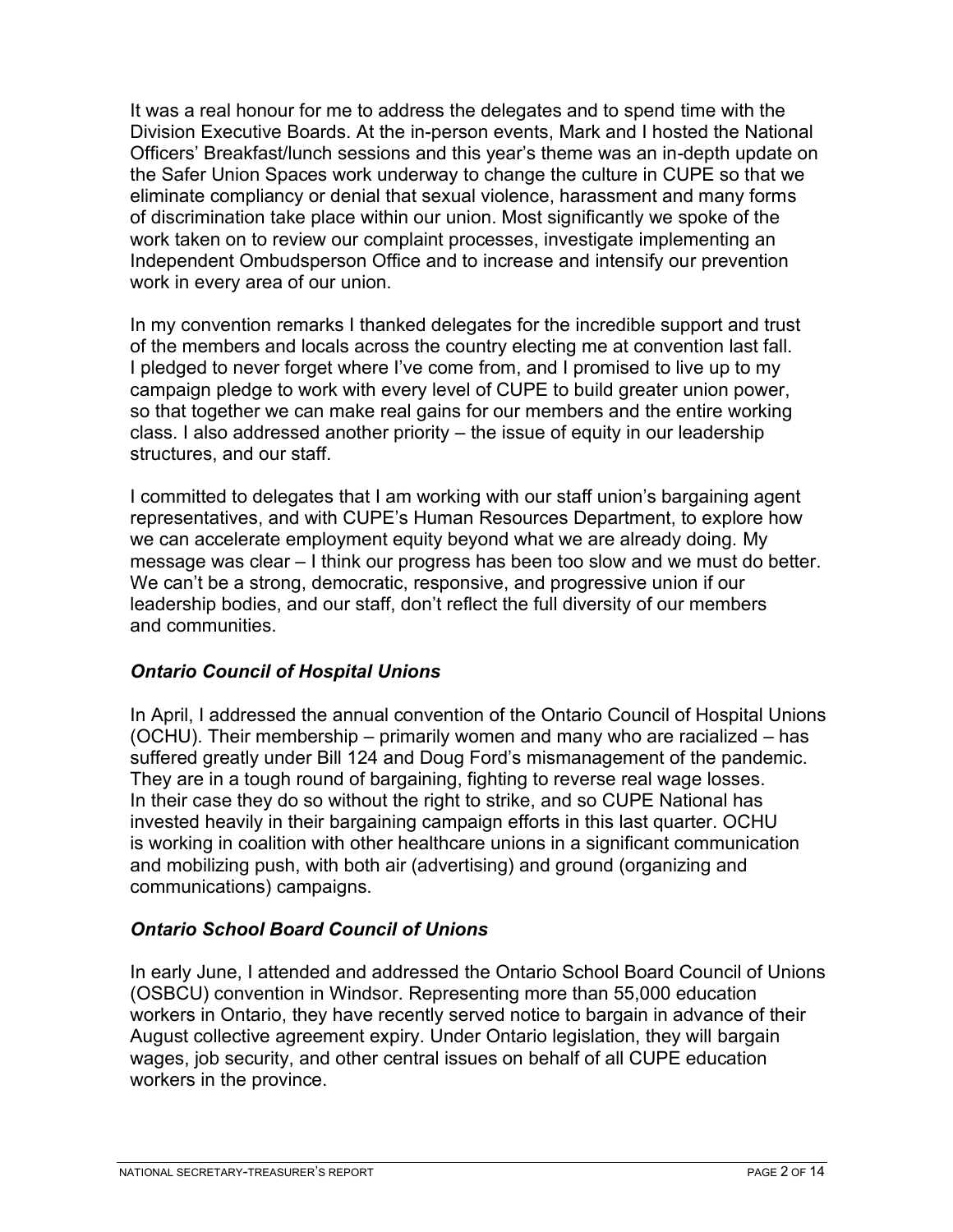It was a real honour for me to address the delegates and to spend time with the Division Executive Boards. At the in-person events, Mark and I hosted the National Officers' Breakfast/lunch sessions and this year's theme was an in-depth update on the Safer Union Spaces work underway to change the culture in CUPE so that we eliminate compliancy or denial that sexual violence, harassment and many forms of discrimination take place within our union. Most significantly we spoke of the work taken on to review our complaint processes, investigate implementing an Independent Ombudsperson Office and to increase and intensify our prevention work in every area of our union.

In my convention remarks I thanked delegates for the incredible support and trust of the members and locals across the country electing me at convention last fall. I pledged to never forget where I've come from, and I promised to live up to my campaign pledge to work with every level of CUPE to build greater union power, so that together we can make real gains for our members and the entire working class. I also addressed another priority – the issue of equity in our leadership structures, and our staff.

I committed to delegates that I am working with our staff union's bargaining agent representatives, and with CUPE's Human Resources Department, to explore how we can accelerate employment equity beyond what we are already doing. My message was clear – I think our progress has been too slow and we must do better. We can't be a strong, democratic, responsive, and progressive union if our leadership bodies, and our staff, don't reflect the full diversity of our members and communities.

### *Ontario Council of Hospital Unions*

In April, I addressed the annual convention of the Ontario Council of Hospital Unions (OCHU). Their membership – primarily women and many who are racialized – has suffered greatly under Bill 124 and Doug Ford's mismanagement of the pandemic. They are in a tough round of bargaining, fighting to reverse real wage losses. In their case they do so without the right to strike, and so CUPE National has invested heavily in their bargaining campaign efforts in this last quarter. OCHU is working in coalition with other healthcare unions in a significant communication and mobilizing push, with both air (advertising) and ground (organizing and communications) campaigns.

### *Ontario School Board Council of Unions*

In early June, I attended and addressed the Ontario School Board Council of Unions (OSBCU) convention in Windsor. Representing more than 55,000 education workers in Ontario, they have recently served notice to bargain in advance of their August collective agreement expiry. Under Ontario legislation, they will bargain wages, job security, and other central issues on behalf of all CUPE education workers in the province.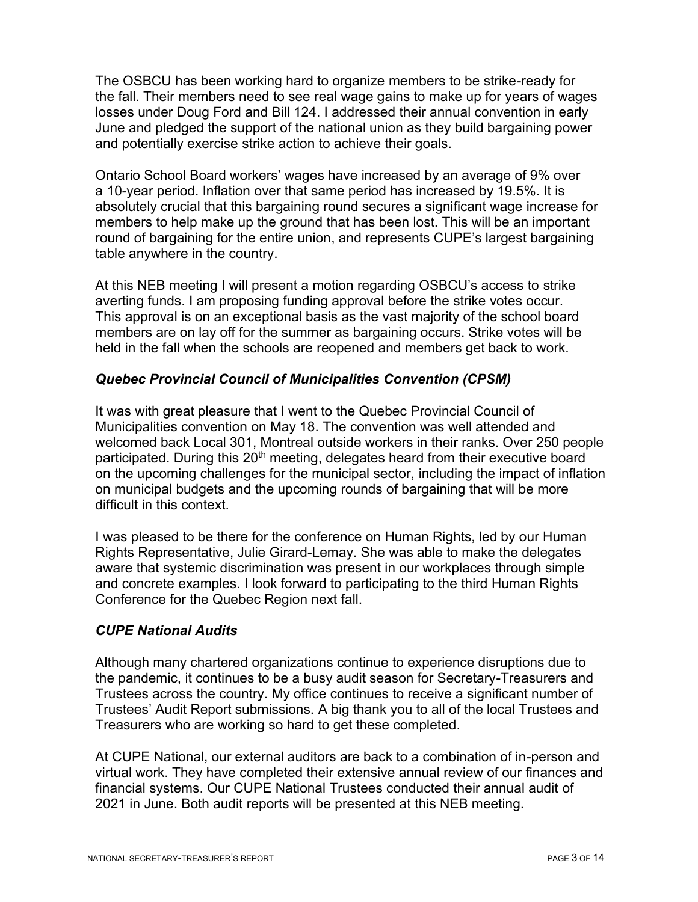The OSBCU has been working hard to organize members to be strike-ready for the fall. Their members need to see real wage gains to make up for years of wages losses under Doug Ford and Bill 124. I addressed their annual convention in early June and pledged the support of the national union as they build bargaining power and potentially exercise strike action to achieve their goals.

Ontario School Board workers' wages have increased by an average of 9% over a 10-year period. Inflation over that same period has increased by 19.5%. It is absolutely crucial that this bargaining round secures a significant wage increase for members to help make up the ground that has been lost. This will be an important round of bargaining for the entire union, and represents CUPE's largest bargaining table anywhere in the country.

At this NEB meeting I will present a motion regarding OSBCU's access to strike averting funds. I am proposing funding approval before the strike votes occur. This approval is on an exceptional basis as the vast majority of the school board members are on lay off for the summer as bargaining occurs. Strike votes will be held in the fall when the schools are reopened and members get back to work.

### *Quebec Provincial Council of Municipalities Convention (CPSM)*

It was with great pleasure that I went to the Quebec Provincial Council of Municipalities convention on May 18. The convention was well attended and welcomed back Local 301, Montreal outside workers in their ranks. Over 250 people participated. During this 20th meeting, delegates heard from their executive board on the upcoming challenges for the municipal sector, including the impact of inflation on municipal budgets and the upcoming rounds of bargaining that will be more difficult in this context.

I was pleased to be there for the conference on Human Rights, led by our Human Rights Representative, Julie Girard-Lemay. She was able to make the delegates aware that systemic discrimination was present in our workplaces through simple and concrete examples. I look forward to participating to the third Human Rights Conference for the Quebec Region next fall.

### *CUPE National Audits*

Although many chartered organizations continue to experience disruptions due to the pandemic, it continues to be a busy audit season for Secretary-Treasurers and Trustees across the country. My office continues to receive a significant number of Trustees' Audit Report submissions. A big thank you to all of the local Trustees and Treasurers who are working so hard to get these completed.

At CUPE National, our external auditors are back to a combination of in-person and virtual work. They have completed their extensive annual review of our finances and financial systems. Our CUPE National Trustees conducted their annual audit of 2021 in June. Both audit reports will be presented at this NEB meeting.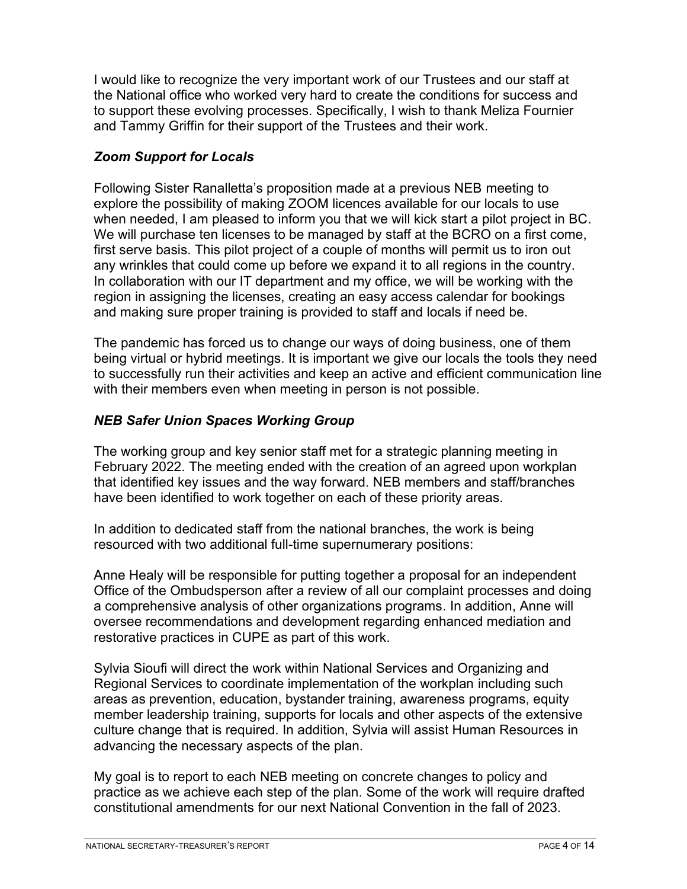I would like to recognize the very important work of our Trustees and our staff at the National office who worked very hard to create the conditions for success and to support these evolving processes. Specifically, I wish to thank Meliza Fournier and Tammy Griffin for their support of the Trustees and their work.

### *Zoom Support for Locals*

Following Sister Ranalletta's proposition made at a previous NEB meeting to explore the possibility of making ZOOM licences available for our locals to use when needed, I am pleased to inform you that we will kick start a pilot project in BC. We will purchase ten licenses to be managed by staff at the BCRO on a first come, first serve basis. This pilot project of a couple of months will permit us to iron out any wrinkles that could come up before we expand it to all regions in the country. In collaboration with our IT department and my office, we will be working with the region in assigning the licenses, creating an easy access calendar for bookings and making sure proper training is provided to staff and locals if need be.

The pandemic has forced us to change our ways of doing business, one of them being virtual or hybrid meetings. It is important we give our locals the tools they need to successfully run their activities and keep an active and efficient communication line with their members even when meeting in person is not possible.

### *NEB Safer Union Spaces Working Group*

The working group and key senior staff met for a strategic planning meeting in February 2022. The meeting ended with the creation of an agreed upon workplan that identified key issues and the way forward. NEB members and staff/branches have been identified to work together on each of these priority areas.

In addition to dedicated staff from the national branches, the work is being resourced with two additional full-time supernumerary positions:

Anne Healy will be responsible for putting together a proposal for an independent Office of the Ombudsperson after a review of all our complaint processes and doing a comprehensive analysis of other organizations programs. In addition, Anne will oversee recommendations and development regarding enhanced mediation and restorative practices in CUPE as part of this work.

Sylvia Sioufi will direct the work within National Services and Organizing and Regional Services to coordinate implementation of the workplan including such areas as prevention, education, bystander training, awareness programs, equity member leadership training, supports for locals and other aspects of the extensive culture change that is required. In addition, Sylvia will assist Human Resources in advancing the necessary aspects of the plan.

My goal is to report to each NEB meeting on concrete changes to policy and practice as we achieve each step of the plan. Some of the work will require drafted constitutional amendments for our next National Convention in the fall of 2023.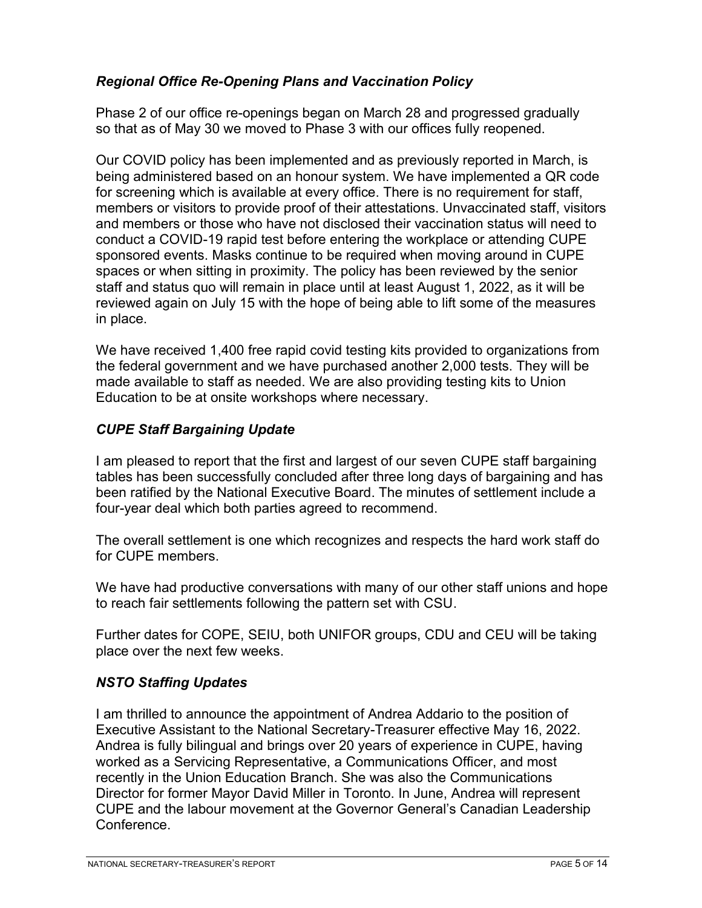### *Regional Office Re-Opening Plans and Vaccination Policy*

Phase 2 of our office re-openings began on March 28 and progressed gradually so that as of May 30 we moved to Phase 3 with our offices fully reopened.

Our COVID policy has been implemented and as previously reported in March, is being administered based on an honour system. We have implemented a QR code for screening which is available at every office. There is no requirement for staff, members or visitors to provide proof of their attestations. Unvaccinated staff, visitors and members or those who have not disclosed their vaccination status will need to conduct a COVID-19 rapid test before entering the workplace or attending CUPE sponsored events. Masks continue to be required when moving around in CUPE spaces or when sitting in proximity. The policy has been reviewed by the senior staff and status quo will remain in place until at least August 1, 2022, as it will be reviewed again on July 15 with the hope of being able to lift some of the measures in place.

We have received 1,400 free rapid covid testing kits provided to organizations from the federal government and we have purchased another 2,000 tests. They will be made available to staff as needed. We are also providing testing kits to Union Education to be at onsite workshops where necessary.

### *CUPE Staff Bargaining Update*

I am pleased to report that the first and largest of our seven CUPE staff bargaining tables has been successfully concluded after three long days of bargaining and has been ratified by the National Executive Board. The minutes of settlement include a four-year deal which both parties agreed to recommend.

The overall settlement is one which recognizes and respects the hard work staff do for CUPE members.

We have had productive conversations with many of our other staff unions and hope to reach fair settlements following the pattern set with CSU.

Further dates for COPE, SEIU, both UNIFOR groups, CDU and CEU will be taking place over the next few weeks.

### *NSTO Staffing Updates*

I am thrilled to announce the appointment of Andrea Addario to the position of Executive Assistant to the National Secretary-Treasurer effective May 16, 2022. Andrea is fully bilingual and brings over 20 years of experience in CUPE, having worked as a Servicing Representative, a Communications Officer, and most recently in the Union Education Branch. She was also the Communications Director for former Mayor David Miller in Toronto. In June, Andrea will represent CUPE and the labour movement at the Governor General's Canadian Leadership Conference.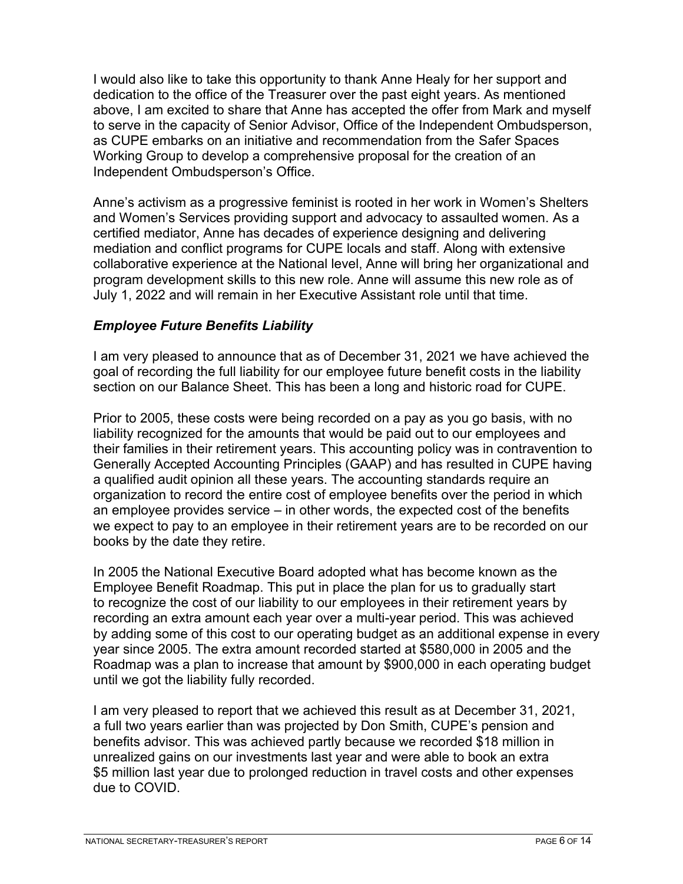I would also like to take this opportunity to thank Anne Healy for her support and dedication to the office of the Treasurer over the past eight years. As mentioned above, I am excited to share that Anne has accepted the offer from Mark and myself to serve in the capacity of Senior Advisor, Office of the Independent Ombudsperson, as CUPE embarks on an initiative and recommendation from the Safer Spaces Working Group to develop a comprehensive proposal for the creation of an Independent Ombudsperson's Office.

Anne's activism as a progressive feminist is rooted in her work in Women's Shelters and Women's Services providing support and advocacy to assaulted women. As a certified mediator, Anne has decades of experience designing and delivering mediation and conflict programs for CUPE locals and staff. Along with extensive collaborative experience at the National level, Anne will bring her organizational and program development skills to this new role. Anne will assume this new role as of July 1, 2022 and will remain in her Executive Assistant role until that time.

### *Employee Future Benefits Liability*

I am very pleased to announce that as of December 31, 2021 we have achieved the goal of recording the full liability for our employee future benefit costs in the liability section on our Balance Sheet. This has been a long and historic road for CUPE.

Prior to 2005, these costs were being recorded on a pay as you go basis, with no liability recognized for the amounts that would be paid out to our employees and their families in their retirement years. This accounting policy was in contravention to Generally Accepted Accounting Principles (GAAP) and has resulted in CUPE having a qualified audit opinion all these years. The accounting standards require an organization to record the entire cost of employee benefits over the period in which an employee provides service – in other words, the expected cost of the benefits we expect to pay to an employee in their retirement years are to be recorded on our books by the date they retire.

In 2005 the National Executive Board adopted what has become known as the Employee Benefit Roadmap. This put in place the plan for us to gradually start to recognize the cost of our liability to our employees in their retirement years by recording an extra amount each year over a multi-year period. This was achieved by adding some of this cost to our operating budget as an additional expense in every year since 2005. The extra amount recorded started at $580,000 in 2005 and the Roadmap was a plan to increase that amount by $900,000 in each operating budget until we got the liability fully recorded.

I am very pleased to report that we achieved this result as at December 31, 2021, a full two years earlier than was projected by Don Smith, CUPE's pension and benefits advisor. This was achieved partly because we recorded $18 million in unrealized gains on our investments last year and were able to book an extra $5 million last year due to prolonged reduction in travel costs and other expenses due to COVID.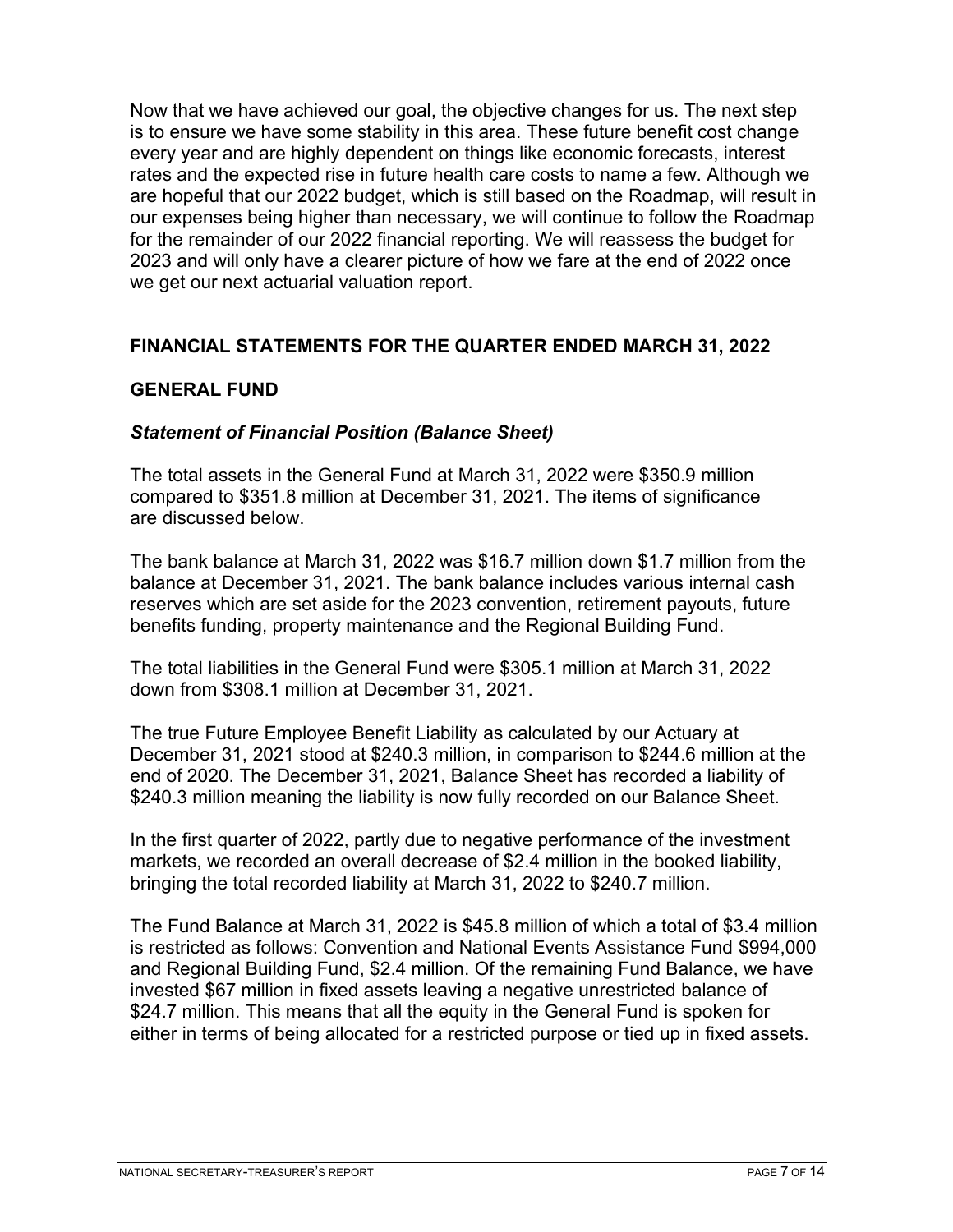Now that we have achieved our goal, the objective changes for us. The next step is to ensure we have some stability in this area. These future benefit cost change every year and are highly dependent on things like economic forecasts, interest rates and the expected rise in future health care costs to name a few. Although we are hopeful that our 2022 budget, which is still based on the Roadmap, will result in our expenses being higher than necessary, we will continue to follow the Roadmap for the remainder of our 2022 financial reporting. We will reassess the budget for 2023 and will only have a clearer picture of how we fare at the end of 2022 once we get our next actuarial valuation report.

## FINANCIAL STATEMENTS FOR THE QUARTER ENDED MARCH 31, 2022

### GENERAL FUND

#### *Statement of Financial Position (Balance Sheet)*

The total assets in the General Fund at March 31, 2022 were $350.9 million compared to $351.8 million at December 31, 2021. The items of significance are discussed below.

The bank balance at March 31, 2022 was $16.7 million down $1.7 million from the balance at December 31, 2021. The bank balance includes various internal cash reserves which are set aside for the 2023 convention, retirement payouts, future benefits funding, property maintenance and the Regional Building Fund.

The total liabilities in the General Fund were $305.1 million at March 31, 2022 down from $308.1 million at December 31, 2021.

The true Future Employee Benefit Liability as calculated by our Actuary at December 31, 2021 stood at $240.3 million, in comparison to $244.6 million at the end of 2020. The December 31, 2021, Balance Sheet has recorded a liability of $240.3 million meaning the liability is now fully recorded on our Balance Sheet.

In the first quarter of 2022, partly due to negative performance of the investment markets, we recorded an overall decrease of $2.4 million in the booked liability, bringing the total recorded liability at March 31, 2022 to $240.7 million.

The Fund Balance at March 31, 2022 is $45.8 million of which a total of $3.4 million is restricted as follows: Convention and National Events Assistance Fund $994,000 and Regional Building Fund, $2.4 million. Of the remaining Fund Balance, we have invested $67 million in fixed assets leaving a negative unrestricted balance of $24.7 million. This means that all the equity in the General Fund is spoken for either in terms of being allocated for a restricted purpose or tied up in fixed assets.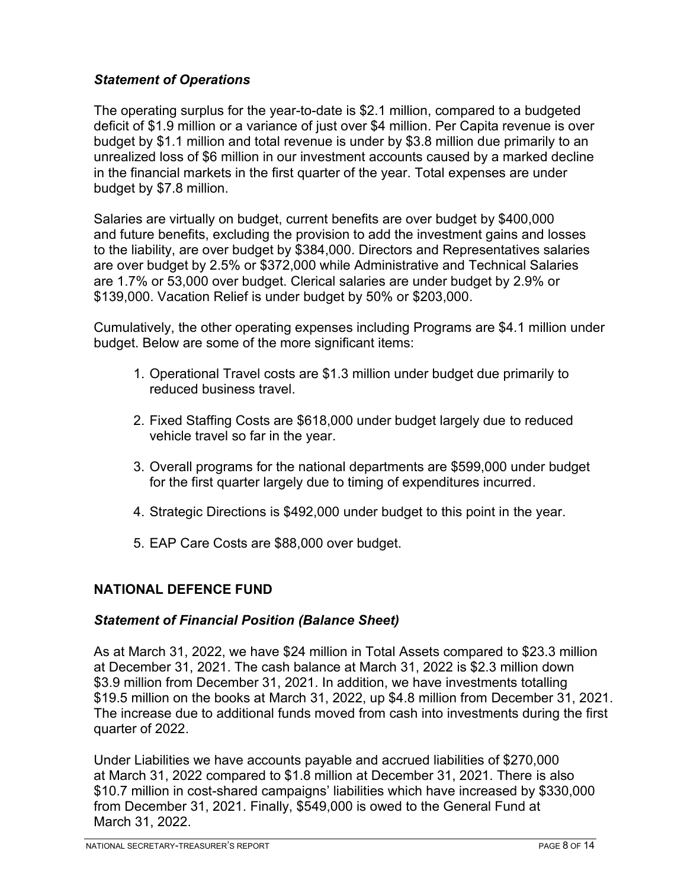### *Statement of Operations*

The operating surplus for the year-to-date is $2.1 million, compared to a budgeted deficit of $1.9 million or a variance of just over $4 million. Per Capita revenue is over budget by $1.1 million and total revenue is under by $3.8 million due primarily to an unrealized loss of $6 million in our investment accounts caused by a marked decline in the financial markets in the first quarter of the year. Total expenses are under budget by $7.8 million.

Salaries are virtually on budget, current benefits are over budget by $400,000 and future benefits, excluding the provision to add the investment gains and losses to the liability, are over budget by $384,000. Directors and Representatives salaries are over budget by 2.5% or $372,000 while Administrative and Technical Salaries are 1.7% or 53,000 over budget. Clerical salaries are under budget by 2.9% or $139,000. Vacation Relief is under budget by 50% or $203,000.

Cumulatively, the other operating expenses including Programs are $4.1 million under budget. Below are some of the more significant items:

1. Operational Travel costs are $1.3 million under budget due primarily to reduced business travel.

2. Fixed Staffing Costs are $618,000 under budget largely due to reduced vehicle travel so far in the year.

3. Overall programs for the national departments are $599,000 under budget for the first quarter largely due to timing of expenditures incurred.

4. Strategic Directions is $492,000 under budget to this point in the year.

5. EAP Care Costs are $88,000 over budget.

## NATIONAL DEFENCE FUND

### *Statement of Financial Position (Balance Sheet)*

As at March 31, 2022, we have $24 million in Total Assets compared to $23.3 million at December 31, 2021. The cash balance at March 31, 2022 is $2.3 million down $3.9 million from December 31, 2021. In addition, we have investments totalling $19.5 million on the books at March 31, 2022, up $4.8 million from December 31, 2021. The increase due to additional funds moved from cash into investments during the first quarter of 2022.

Under Liabilities we have accounts payable and accrued liabilities of $270,000 at March 31, 2022 compared to $1.8 million at December 31, 2021. There is also $10.7 million in cost-shared campaigns' liabilities which have increased by $330,000 from December 31, 2021. Finally, $549,000 is owed to the General Fund at March 31, 2022.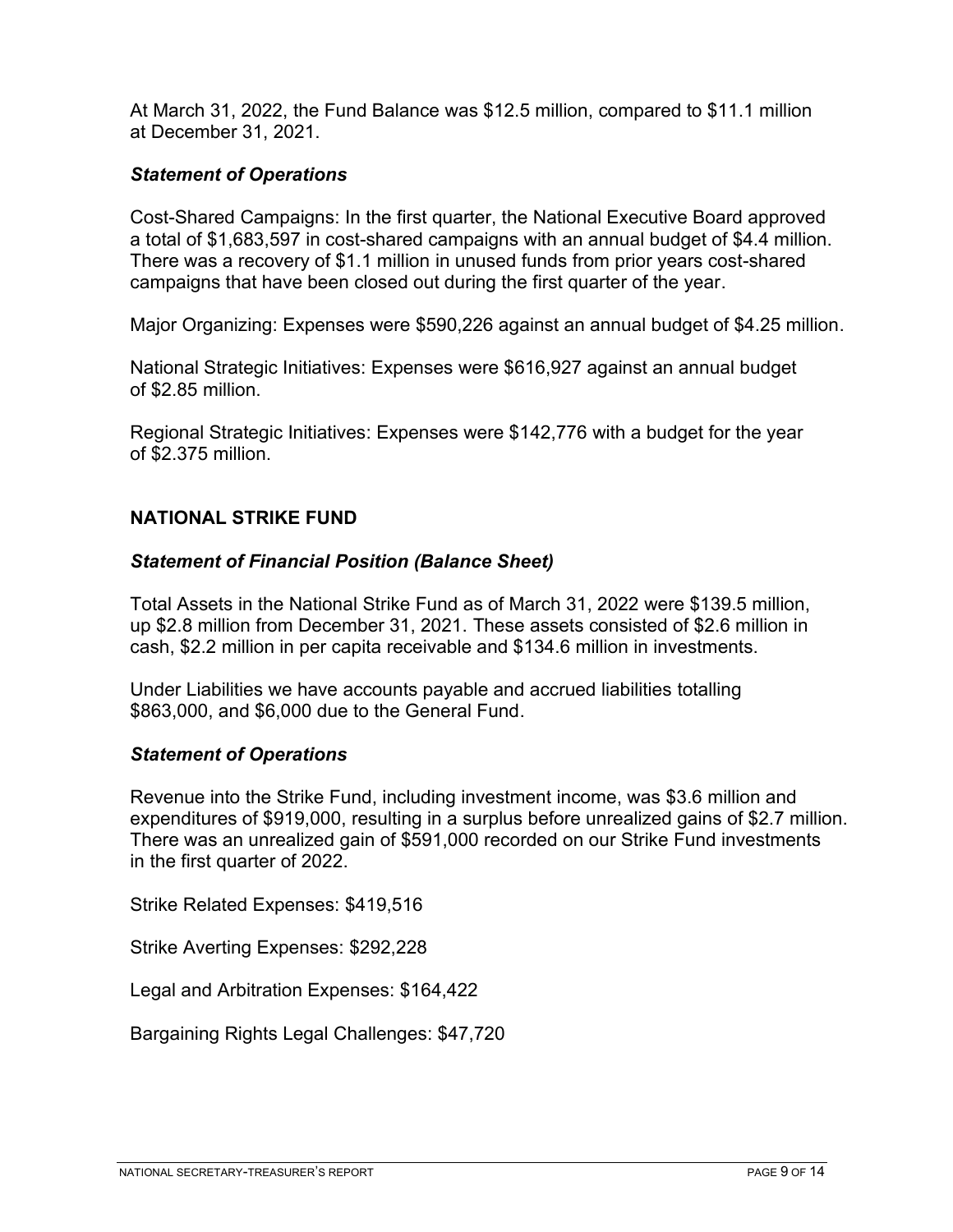At March 31, 2022, the Fund Balance was $12.5 million, compared to $11.1 million at December 31, 2021.

### *Statement of Operations*

Cost-Shared Campaigns: In the first quarter, the National Executive Board approved a total of $1,683,597 in cost-shared campaigns with an annual budget of $4.4 million. There was a recovery of $1.1 million in unused funds from prior years cost-shared campaigns that have been closed out during the first quarter of the year.

Major Organizing: Expenses were $590,226 against an annual budget of $4.25 million.

National Strategic Initiatives: Expenses were $616,927 against an annual budget of $2.85 million.

Regional Strategic Initiatives: Expenses were $142,776 with a budget for the year of $2.375 million.

## NATIONAL STRIKE FUND

### *Statement of Financial Position (Balance Sheet)*

Total Assets in the National Strike Fund as of March 31, 2022 were $139.5 million, up $2.8 million from December 31, 2021. These assets consisted of $2.6 million in cash, $2.2 million in per capita receivable and $134.6 million in investments.

Under Liabilities we have accounts payable and accrued liabilities totalling $863,000, and $6,000 due to the General Fund.

### *Statement of Operations*

Revenue into the Strike Fund, including investment income, was $3.6 million and expenditures of $919,000, resulting in a surplus before unrealized gains of $2.7 million. There was an unrealized gain of $591,000 recorded on our Strike Fund investments in the first quarter of 2022.

Strike Related Expenses: $419,516

Strike Averting Expenses: $292,228

Legal and Arbitration Expenses: $164,422

Bargaining Rights Legal Challenges: $47,720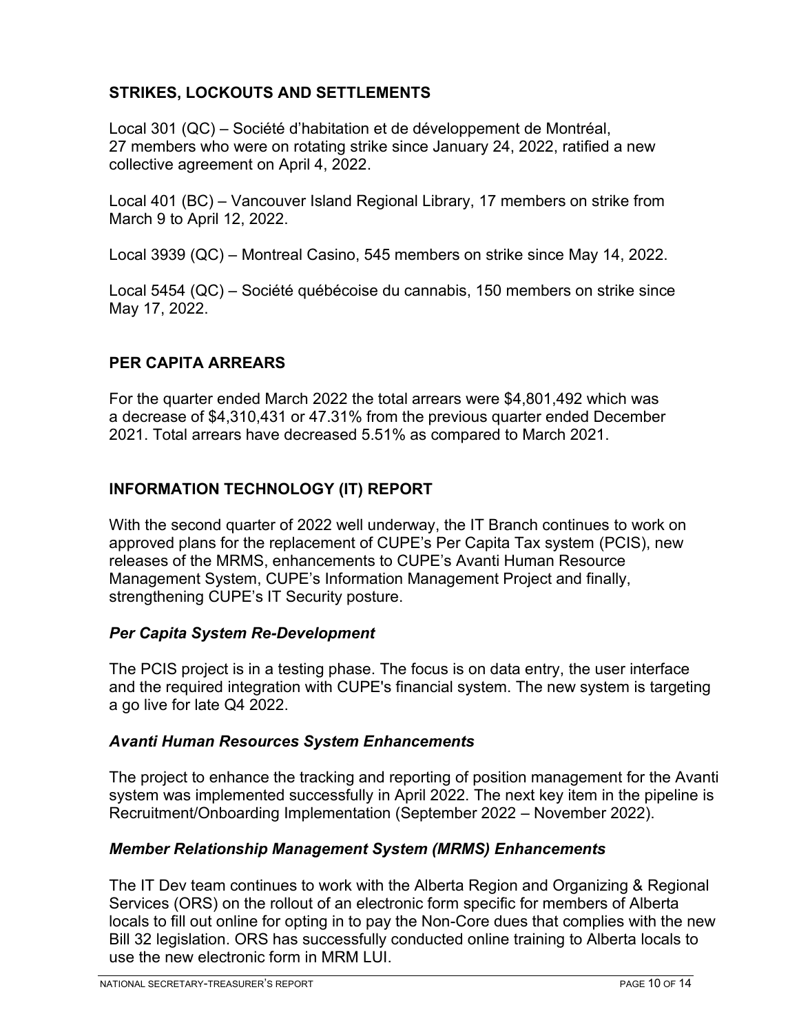## STRIKES, LOCKOUTS AND SETTLEMENTS

Local 301 (QC) – Société d'habitation et de développement de Montréal, 27 members who were on rotating strike since January 24, 2022, ratified a new collective agreement on April 4, 2022.

Local 401 (BC) – Vancouver Island Regional Library, 17 members on strike from March 9 to April 12, 2022.

Local 3939 (QC) – Montreal Casino, 545 members on strike since May 14, 2022.

Local 5454 (QC) – Société québécoise du cannabis, 150 members on strike since May 17, 2022.

## PER CAPITA ARREARS

For the quarter ended March 2022 the total arrears were $4,801,492 which was a decrease of $4,310,431 or 47.31% from the previous quarter ended December 2021. Total arrears have decreased 5.51% as compared to March 2021.

## INFORMATION TECHNOLOGY (IT) REPORT

With the second quarter of 2022 well underway, the IT Branch continues to work on approved plans for the replacement of CUPE's Per Capita Tax system (PCIS), new releases of the MRMS, enhancements to CUPE's Avanti Human Resource Management System, CUPE's Information Management Project and finally, strengthening CUPE's IT Security posture.

### *Per Capita System Re-Development*

The PCIS project is in a testing phase. The focus is on data entry, the user interface and the required integration with CUPE's financial system. The new system is targeting a go live for late Q4 2022.

### *Avanti Human Resources System Enhancements*

The project to enhance the tracking and reporting of position management for the Avanti system was implemented successfully in April 2022. The next key item in the pipeline is Recruitment/Onboarding Implementation (September 2022 – November 2022).

### *Member Relationship Management System (MRMS) Enhancements*

The IT Dev team continues to work with the Alberta Region and Organizing & Regional Services (ORS) on the rollout of an electronic form specific for members of Alberta locals to fill out online for opting in to pay the Non-Core dues that complies with the new Bill 32 legislation. ORS has successfully conducted online training to Alberta locals to use the new electronic form in MRM LUI.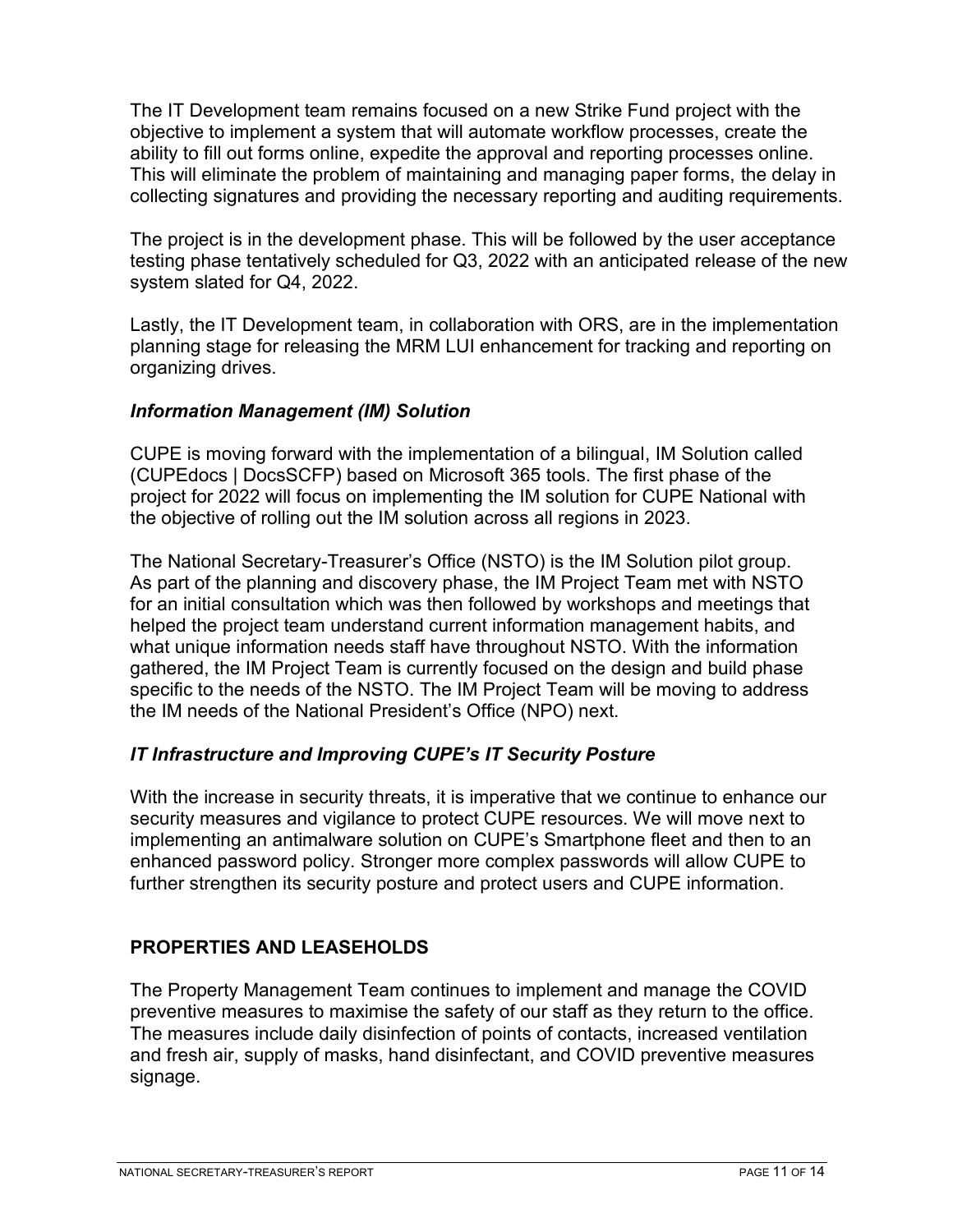The IT Development team remains focused on a new Strike Fund project with the objective to implement a system that will automate workflow processes, create the ability to fill out forms online, expedite the approval and reporting processes online. This will eliminate the problem of maintaining and managing paper forms, the delay in collecting signatures and providing the necessary reporting and auditing requirements.

The project is in the development phase. This will be followed by the user acceptance testing phase tentatively scheduled for Q3, 2022 with an anticipated release of the new system slated for Q4, 2022.

Lastly, the IT Development team, in collaboration with ORS, are in the implementation planning stage for releasing the MRM LUI enhancement for tracking and reporting on organizing drives.

### *Information Management (IM) Solution*

CUPE is moving forward with the implementation of a bilingual, IM Solution called (CUPEdocs | DocsSCFP) based on Microsoft 365 tools. The first phase of the project for 2022 will focus on implementing the IM solution for CUPE National with the objective of rolling out the IM solution across all regions in 2023.

The National Secretary-Treasurer's Office (NSTO) is the IM Solution pilot group. As part of the planning and discovery phase, the IM Project Team met with NSTO for an initial consultation which was then followed by workshops and meetings that helped the project team understand current information management habits, and what unique information needs staff have throughout NSTO. With the information gathered, the IM Project Team is currently focused on the design and build phase specific to the needs of the NSTO. The IM Project Team will be moving to address the IM needs of the National President's Office (NPO) next.

### *IT Infrastructure and Improving CUPE's IT Security Posture*

With the increase in security threats, it is imperative that we continue to enhance our security measures and vigilance to protect CUPE resources. We will move next to implementing an antimalware solution on CUPE's Smartphone fleet and then to an enhanced password policy. Stronger more complex passwords will allow CUPE to further strengthen its security posture and protect users and CUPE information.

## PROPERTIES AND LEASEHOLDS

The Property Management Team continues to implement and manage the COVID preventive measures to maximise the safety of our staff as they return to the office. The measures include daily disinfection of points of contacts, increased ventilation and fresh air, supply of masks, hand disinfectant, and COVID preventive measures signage.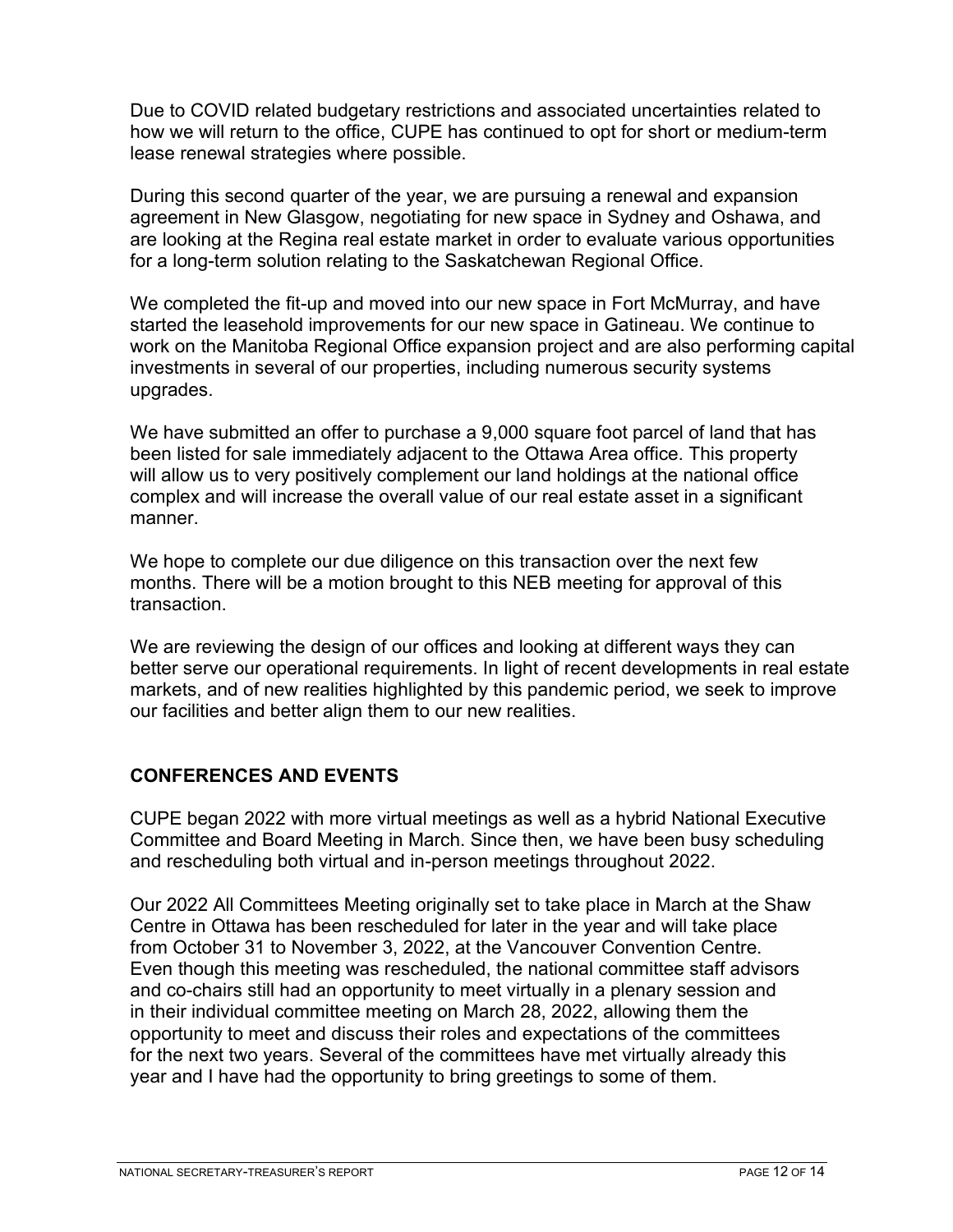Due to COVID related budgetary restrictions and associated uncertainties related to how we will return to the office, CUPE has continued to opt for short or medium-term lease renewal strategies where possible.

During this second quarter of the year, we are pursuing a renewal and expansion agreement in New Glasgow, negotiating for new space in Sydney and Oshawa, and are looking at the Regina real estate market in order to evaluate various opportunities for a long-term solution relating to the Saskatchewan Regional Office.

We completed the fit-up and moved into our new space in Fort McMurray, and have started the leasehold improvements for our new space in Gatineau. We continue to work on the Manitoba Regional Office expansion project and are also performing capital investments in several of our properties, including numerous security systems upgrades.

We have submitted an offer to purchase a 9,000 square foot parcel of land that has been listed for sale immediately adjacent to the Ottawa Area office. This property will allow us to very positively complement our land holdings at the national office complex and will increase the overall value of our real estate asset in a significant manner.

We hope to complete our due diligence on this transaction over the next few months. There will be a motion brought to this NEB meeting for approval of this transaction.

We are reviewing the design of our offices and looking at different ways they can better serve our operational requirements. In light of recent developments in real estate markets, and of new realities highlighted by this pandemic period, we seek to improve our facilities and better align them to our new realities.

## CONFERENCES AND EVENTS

CUPE began 2022 with more virtual meetings as well as a hybrid National Executive Committee and Board Meeting in March. Since then, we have been busy scheduling and rescheduling both virtual and in-person meetings throughout 2022.

Our 2022 All Committees Meeting originally set to take place in March at the Shaw Centre in Ottawa has been rescheduled for later in the year and will take place from October 31 to November 3, 2022, at the Vancouver Convention Centre. Even though this meeting was rescheduled, the national committee staff advisors and co-chairs still had an opportunity to meet virtually in a plenary session and in their individual committee meeting on March 28, 2022, allowing them the opportunity to meet and discuss their roles and expectations of the committees for the next two years. Several of the committees have met virtually already this year and I have had the opportunity to bring greetings to some of them.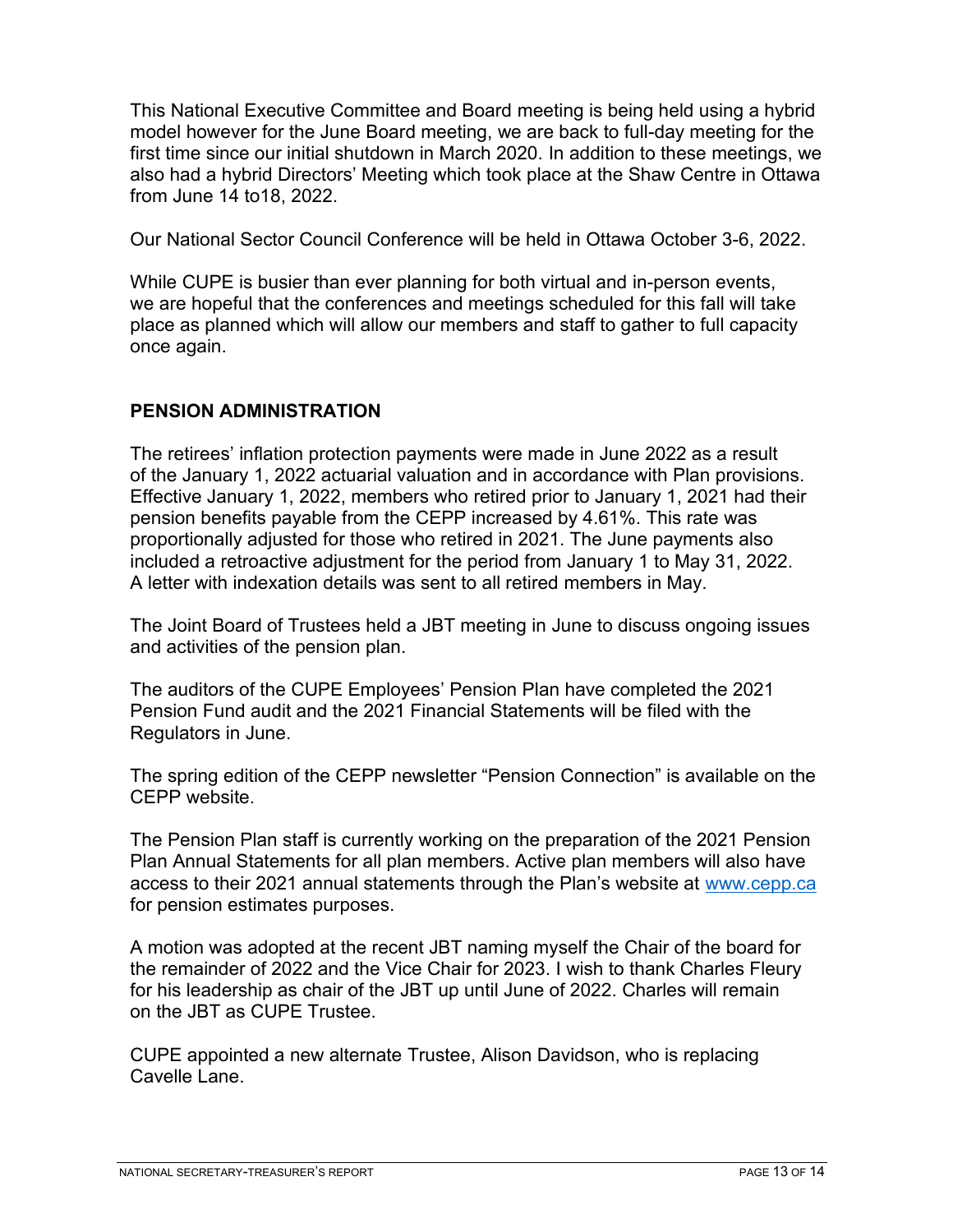This National Executive Committee and Board meeting is being held using a hybrid model however for the June Board meeting, we are back to full-day meeting for the first time since our initial shutdown in March 2020. In addition to these meetings, we also had a hybrid Directors' Meeting which took place at the Shaw Centre in Ottawa from June 14 to18, 2022.

Our National Sector Council Conference will be held in Ottawa October 3-6, 2022.

While CUPE is busier than ever planning for both virtual and in-person events, we are hopeful that the conferences and meetings scheduled for this fall will take place as planned which will allow our members and staff to gather to full capacity once again.

## PENSION ADMINISTRATION

The retirees' inflation protection payments were made in June 2022 as a result of the January 1, 2022 actuarial valuation and in accordance with Plan provisions. Effective January 1, 2022, members who retired prior to January 1, 2021 had their pension benefits payable from the CEPP increased by 4.61%. This rate was proportionally adjusted for those who retired in 2021. The June payments also included a retroactive adjustment for the period from January 1 to May 31, 2022. A letter with indexation details was sent to all retired members in May.

The Joint Board of Trustees held a JBT meeting in June to discuss ongoing issues and activities of the pension plan.

The auditors of the CUPE Employees' Pension Plan have completed the 2021 Pension Fund audit and the 2021 Financial Statements will be filed with the Regulators in June.

The spring edition of the CEPP newsletter "Pension Connection" is available on the CEPP website.

The Pension Plan staff is currently working on the preparation of the 2021 Pension Plan Annual Statements for all plan members. Active plan members will also have access to their 2021 annual statements through the Plan's website at [www.cepp.ca](http://www.cepp.ca) for pension estimates purposes.

A motion was adopted at the recent JBT naming myself the Chair of the board for the remainder of 2022 and the Vice Chair for 2023. I wish to thank Charles Fleury for his leadership as chair of the JBT up until June of 2022. Charles will remain on the JBT as CUPE Trustee.

CUPE appointed a new alternate Trustee, Alison Davidson, who is replacing Cavelle Lane.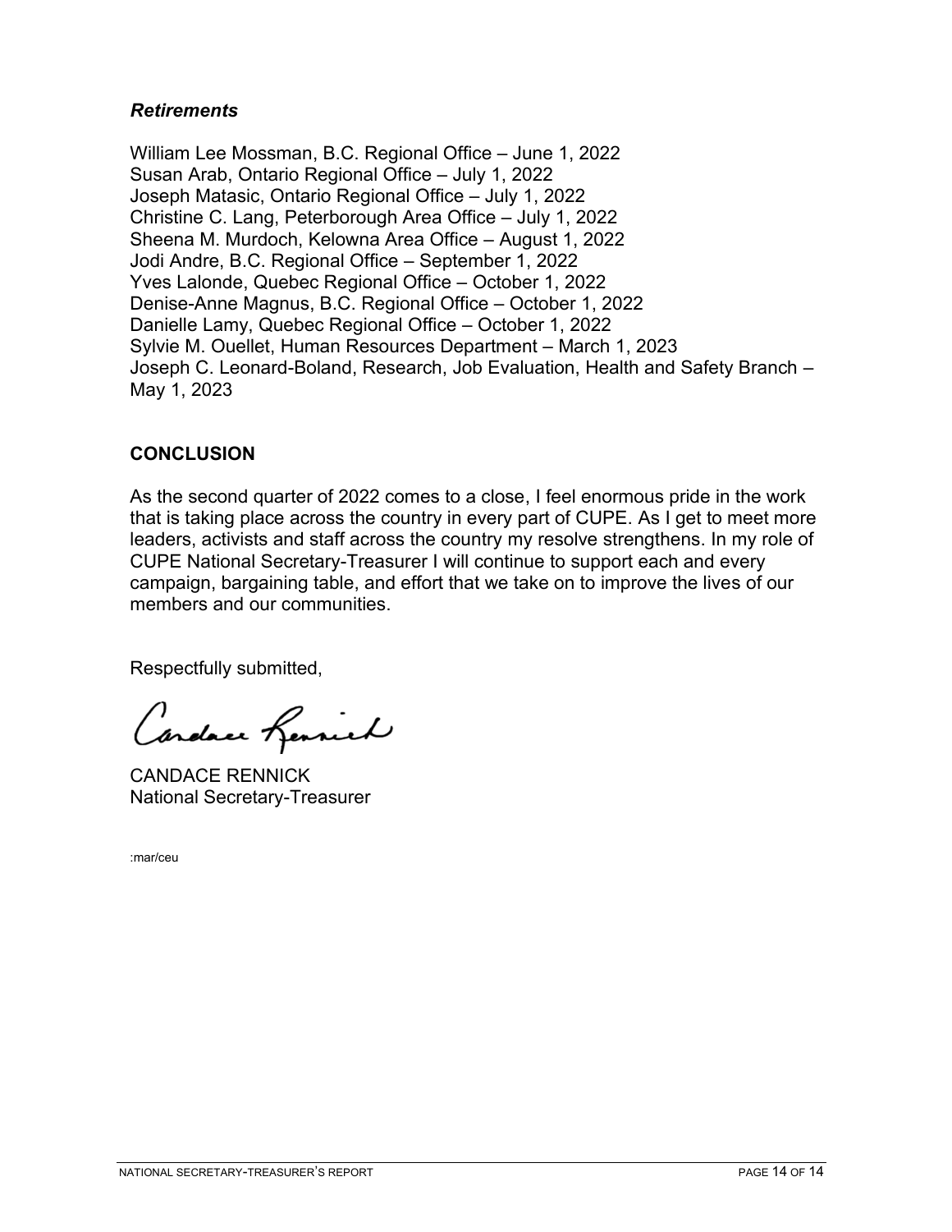### *Retirements*

William Lee Mossman, B.C. Regional Office – June 1, 2022
Susan Arab, Ontario Regional Office – July 1, 2022
Joseph Matasic, Ontario Regional Office – July 1, 2022
Christine C. Lang, Peterborough Area Office – July 1, 2022
Sheena M. Murdoch, Kelowna Area Office – August 1, 2022
Jodi Andre, B.C. Regional Office – September 1, 2022
Yves Lalonde, Quebec Regional Office – October 1, 2022
Denise-Anne Magnus, B.C. Regional Office – October 1, 2022
Danielle Lamy, Quebec Regional Office – October 1, 2022
Sylvie M. Ouellet, Human Resources Department – March 1, 2023
Joseph C. Leonard-Boland, Research, Job Evaluation, Health and Safety Branch – May 1, 2023

## CONCLUSION

As the second quarter of 2022 comes to a close, I feel enormous pride in the work that is taking place across the country in every part of CUPE. As I get to meet more leaders, activists and staff across the country my resolve strengthens. In my role of CUPE National Secretary-Treasurer I will continue to support each and every campaign, bargaining table, and effort that we take on to improve the lives of our members and our communities.

Respectfully submitted,

CANDACE RENNICK
National Secretary-Treasurer

:mar/ceu